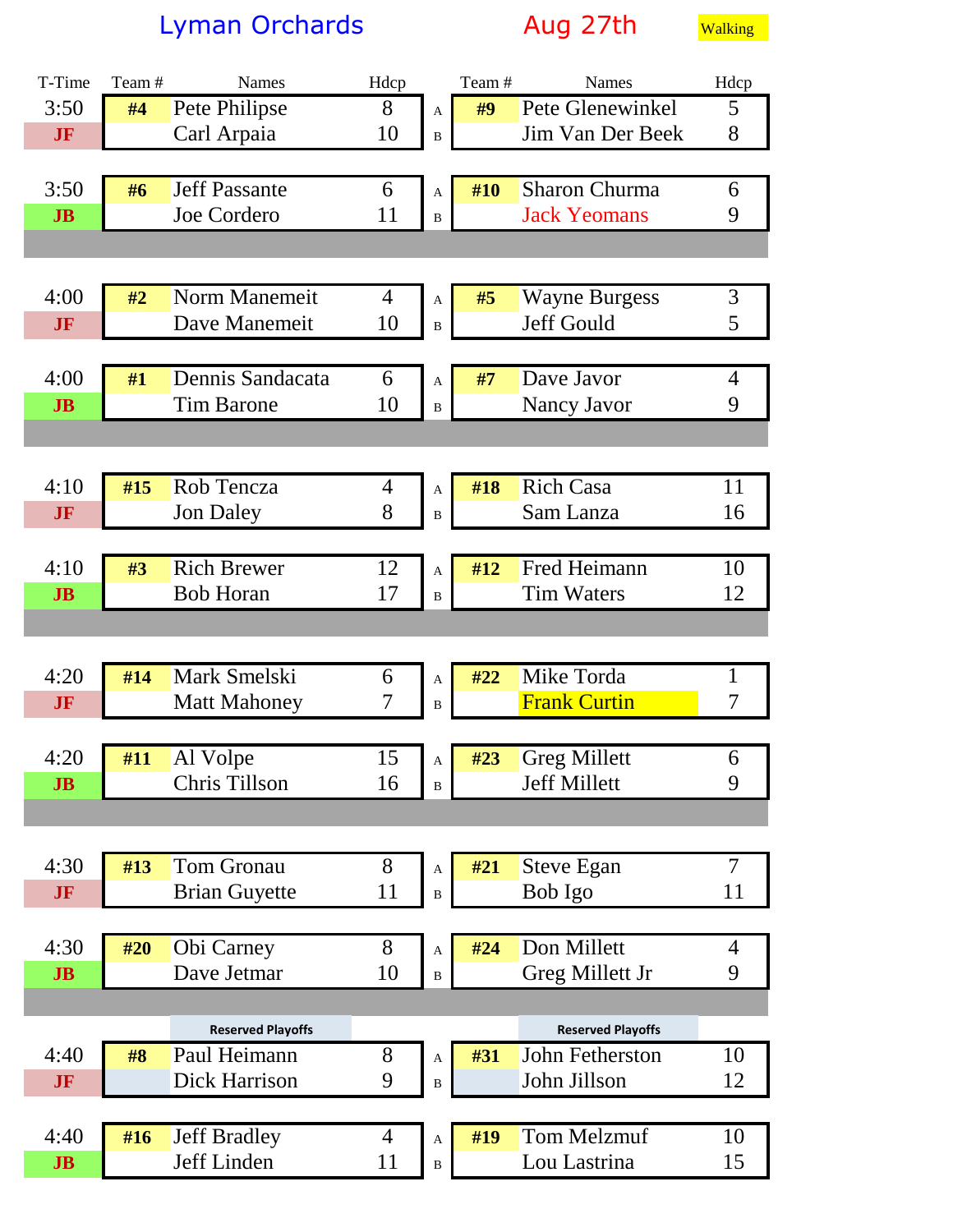# Lyman Orchards — Aug 27th — Walking

| T-Time | Team # | Names | Hdcp | | Team # | Names | Hdcp |
|---|---|---|---|---|---|---|---|
| 3:50 | #4 | Pete Philipse | 8 | A | #9 | Pete Glenewinkel | 5 |
| JF | | Carl Arpaia | 10 | B | | Jim Van Der Beek | 8 |
| 3:50 | #6 | Jeff Passante | 6 | A | #10 | Sharon Churma | 6 |
| JB | | Joe Cordero | 11 | B | | Jack Yeomans | 9 |
| 4:00 | #2 | Norm Manemeit | 4 | A | #5 | Wayne Burgess | 3 |
| JF | | Dave Manemeit | 10 | B | | Jeff Gould | 5 |
| 4:00 | #1 | Dennis Sandacata | 6 | A | #7 | Dave Javor | 4 |
| JB | | Tim Barone | 10 | B | | Nancy Javor | 9 |
| 4:10 | #15 | Rob Tencza | 4 | A | #18 | Rich Casa | 11 |
| JF | | Jon Daley | 8 | B | | Sam Lanza | 16 |
| 4:10 | #3 | Rich Brewer | 12 | A | #12 | Fred Heimann | 10 |
| JB | | Bob Horan | 17 | B | | Tim Waters | 12 |
| 4:20 | #14 | Mark Smelski | 6 | A | #22 | Mike Torda | 1 |
| JF | | Matt Mahoney | 7 | B | | Frank Curtin | 7 |
| 4:20 | #11 | Al Volpe | 15 | A | #23 | Greg Millett | 6 |
| JB | | Chris Tillson | 16 | B | | Jeff Millett | 9 |
| 4:30 | #13 | Tom Gronau | 8 | A | #21 | Steve Egan | 7 |
| JF | | Brian Guyette | 11 | B | | Bob Igo | 11 |
| 4:30 | #20 | Obi Carney | 8 | A | #24 | Don Millett | 4 |
| JB | | Dave Jetmar | 10 | B | | Greg Millett Jr | 9 |
| | | Reserved Playoffs | | | | Reserved Playoffs | |
| 4:40 | #8 | Paul Heimann | 8 | A | #31 | John Fetherston | 10 |
| JF | | Dick Harrison | 9 | B | | John Jillson | 12 |
| 4:40 | #16 | Jeff Bradley | 4 | A | #19 | Tom Melzmuf | 10 |
| JB | | Jeff Linden | 11 | B | | Lou Lastrina | 15 |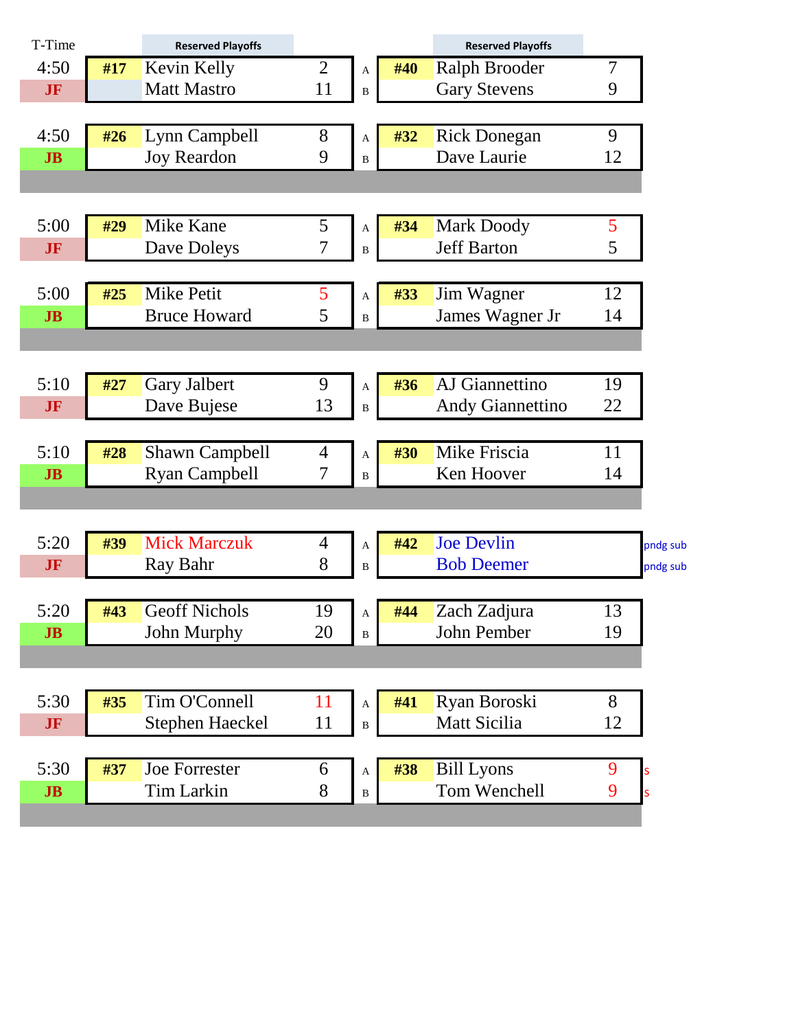| T-Time | | Reserved Playoffs | | | | Reserved Playoffs | | |
|---|---|---|---|---|---|---|---|---|
| 4:50 | #17 | Kevin Kelly | 2 | A | #40 | Ralph Brooder | 7 | |
| JF | | Matt Mastro | 11 | B | | Gary Stevens | 9 | |
| 4:50 | #26 | Lynn Campbell | 8 | A | #32 | Rick Donegan | 9 | |
| JB | | Joy Reardon | 9 | B | | Dave Laurie | 12 | |
| 5:00 | #29 | Mike Kane | 5 | A | #34 | Mark Doody | 5 | |
| JF | | Dave Doleys | 7 | B | | Jeff Barton | 5 | |
| 5:00 | #25 | Mike Petit | 5 | A | #33 | Jim Wagner | 12 | |
| JB | | Bruce Howard | 5 | B | | James Wagner Jr | 14 | |
| 5:10 | #27 | Gary Jalbert | 9 | A | #36 | AJ Giannettino | 19 | |
| JF | | Dave Bujese | 13 | B | | Andy Giannettino | 22 | |
| 5:10 | #28 | Shawn Campbell | 4 | A | #30 | Mike Friscia | 11 | |
| JB | | Ryan Campbell | 7 | B | | Ken Hoover | 14 | |
| 5:20 | #39 | Mick Marczuk | 4 | A | #42 | Joe Devlin | | pndg sub |
| JF | | Ray Bahr | 8 | B | | Bob Deemer | | pndg sub |
| 5:20 | #43 | Geoff Nichols | 19 | A | #44 | Zach Zadjura | 13 | |
| JB | | John Murphy | 20 | B | | John Pember | 19 | |
| 5:30 | #35 | Tim O'Connell | 11 | A | #41 | Ryan Boroski | 8 | |
| JF | | Stephen Haeckel | 11 | B | | Matt Sicilia | 12 | |
| 5:30 | #37 | Joe Forrester | 6 | A | #38 | Bill Lyons | 9 | s |
| JB | | Tim Larkin | 8 | B | | Tom Wenchell | 9 | s |